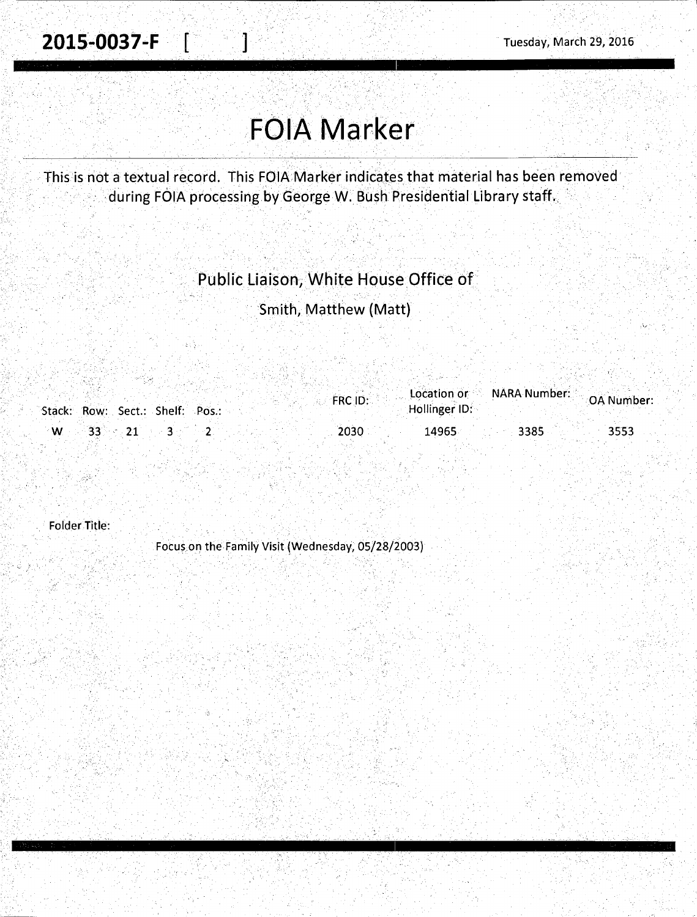**2015-0037-F** [ ]

Tuesday, March 29, 2016

# FOIA Marker

This is not a textual record. This FOIA Marker indicates that material has been removed during FOIA processing by George W. Bush Presidential Library staff.

## Public Liaison, White House Office of

### Smith, Matthew (Matt)

| Stack: | Row: | Sect.: | Shelf: | Pos.: | FRC ID: | Location or Hollinger ID: | NARA Number: | OA Number: |
|---|---|---|---|---|---|---|---|---|
| W | 33 | 21 | 3 | 2 | 2030 | 14965 | 3385 | 3553 |

Folder Title:

Focus on the Family Visit (Wednesday, 05/28/2003)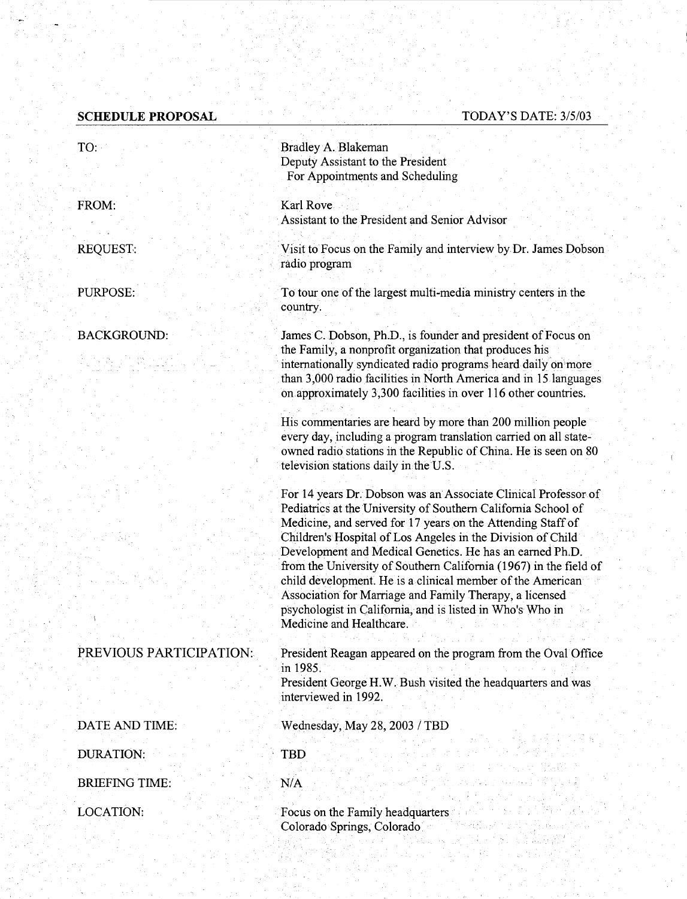**SCHEDULE PROPOSAL** TODAY'S DATE: 3/5/03

**TO:** Bradley A. Blakeman
Deputy Assistant to the President
For Appointments and Scheduling

**FROM:** Karl Rove
Assistant to the President and Senior Advisor

**REQUEST:** Visit to Focus on the Family and interview by Dr. James Dobson radio program

**PURPOSE:** To tour one of the largest multi-media ministry centers in the country.

**BACKGROUND:** James C. Dobson, Ph.D., is founder and president of Focus on the Family, a nonprofit organization that produces his internationally syndicated radio programs heard daily on more than 3,000 radio facilities in North America and in 15 languages on approximately 3,300 facilities in over 116 other countries.

His commentaries are heard by more than 200 million people every day, including a program translation carried on all state-owned radio stations in the Republic of China. He is seen on 80 television stations daily in the U.S.

For 14 years Dr. Dobson was an Associate Clinical Professor of Pediatrics at the University of Southern California School of Medicine, and served for 17 years on the Attending Staff of Children's Hospital of Los Angeles in the Division of Child Development and Medical Genetics. He has an earned Ph.D. from the University of Southern California (1967) in the field of child development. He is a clinical member of the American Association for Marriage and Family Therapy, a licensed psychologist in California, and is listed in Who's Who in Medicine and Healthcare.

**PREVIOUS PARTICIPATION:** President Reagan appeared on the program from the Oval Office in 1985.
President George H.W. Bush visited the headquarters and was interviewed in 1992.

**DATE AND TIME:** Wednesday, May 28, 2003 / TBD

**DURATION:** TBD

**BRIEFING TIME:** N/A

**LOCATION:** Focus on the Family headquarters
Colorado Springs, Colorado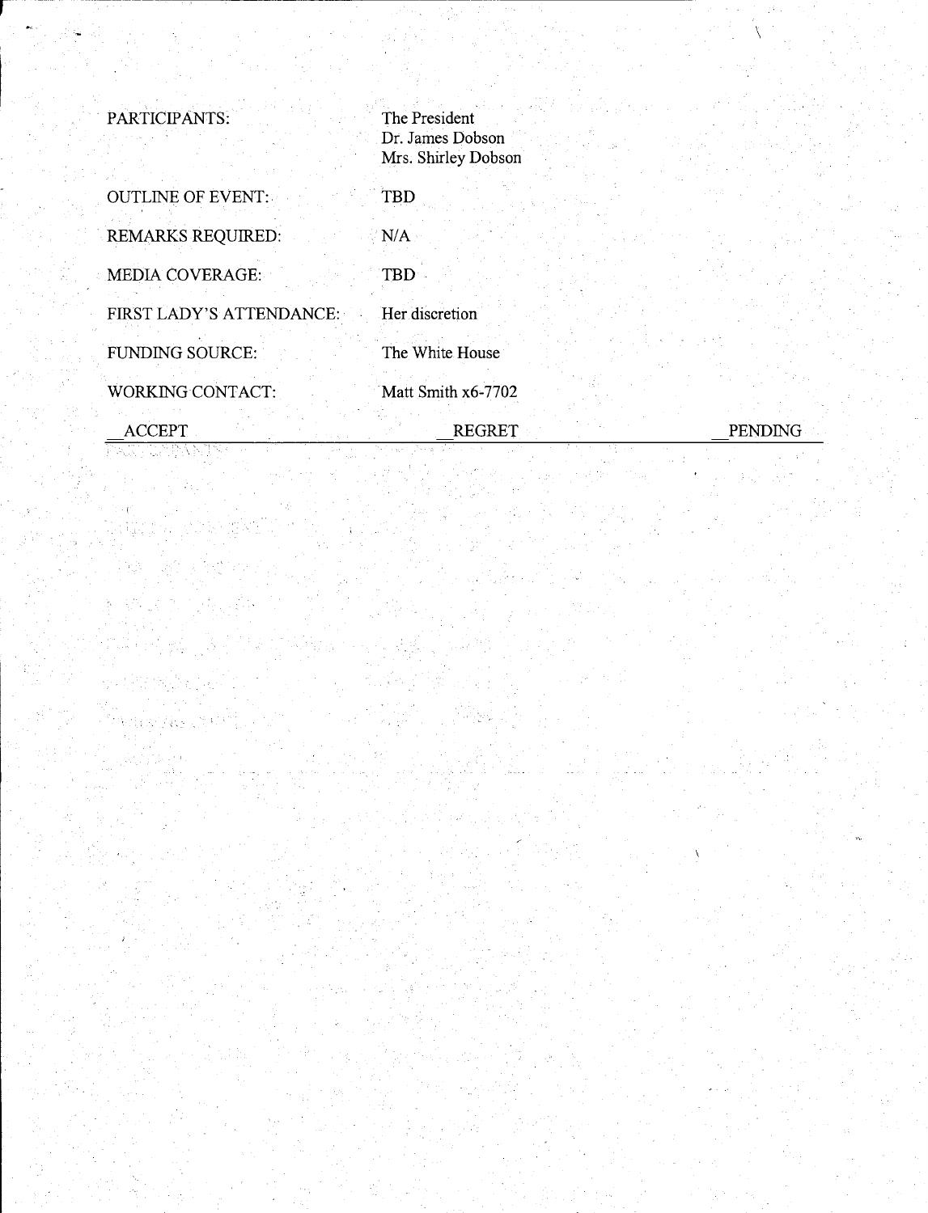| | |
|---|---|
| PARTICIPANTS: | The President<br>Dr. James Dobson<br>Mrs. Shirley Dobson |
| OUTLINE OF EVENT: | TBD |
| REMARKS REQUIRED: | N/A |
| MEDIA COVERAGE: | TBD |
| FIRST LADY'S ATTENDANCE: | Her discretion |
| FUNDING SOURCE: | The White House |
| WORKING CONTACT: | Matt Smith x6-7702 |

__ACCEPT __REGRET __PENDING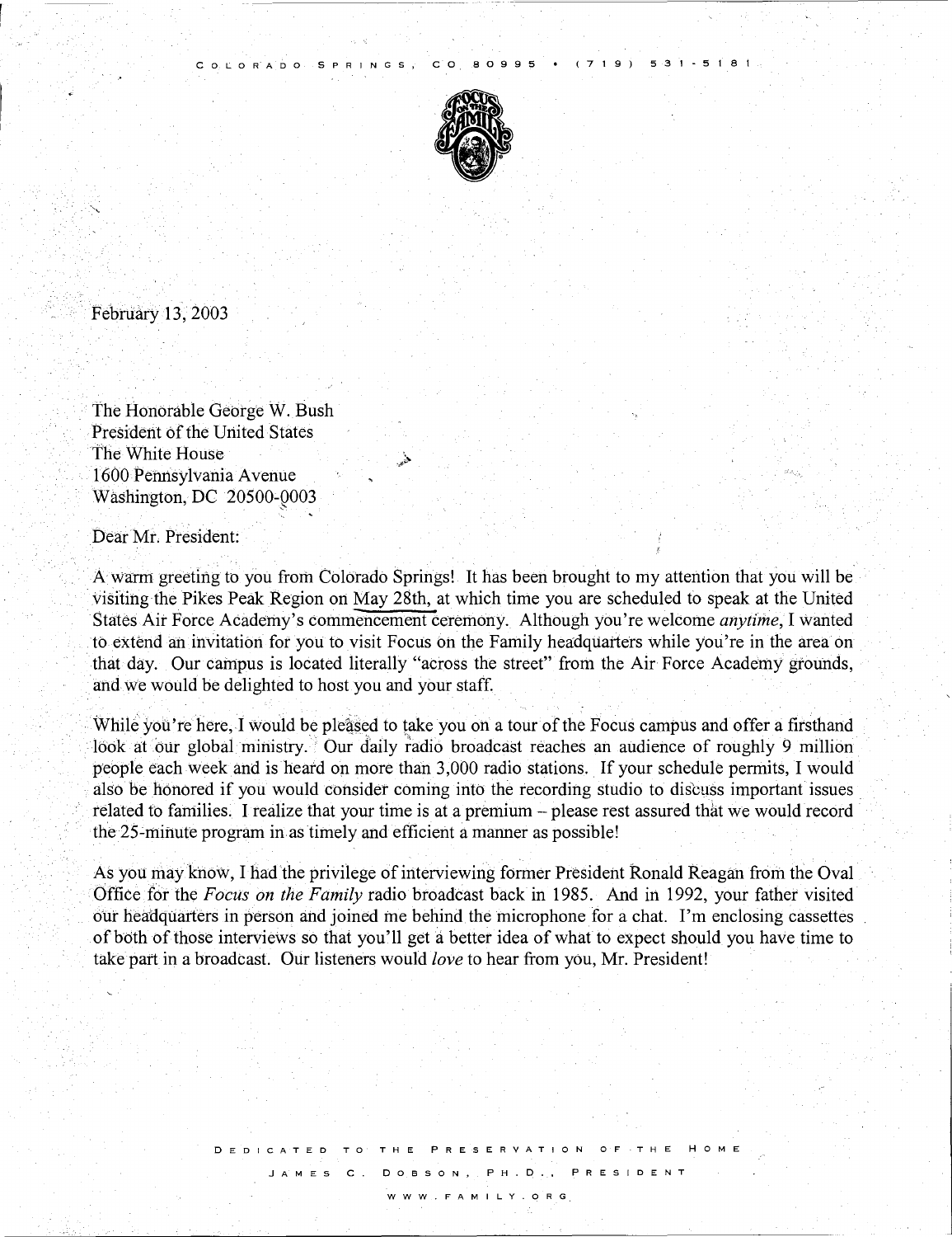COLORADO SPRINGS, CO 80995 • (719) 531-5181

February 13, 2003

The Honorable George W. Bush
President of the United States
The White House
1600 Pennsylvania Avenue
Washington, DC 20500-0003

Dear Mr. President:

A warm greeting to you from Colorado Springs! It has been brought to my attention that you will be visiting the Pikes Peak Region on May 28th, at which time you are scheduled to speak at the United States Air Force Academy's commencement ceremony. Although you're welcome *anytime*, I wanted to extend an invitation for you to visit Focus on the Family headquarters while you're in the area on that day. Our campus is located literally "across the street" from the Air Force Academy grounds, and we would be delighted to host you and your staff.

While you're here, I would be pleased to take you on a tour of the Focus campus and offer a firsthand look at our global ministry. Our daily radio broadcast reaches an audience of roughly 9 million people each week and is heard on more than 3,000 radio stations. If your schedule permits, I would also be honored if you would consider coming into the recording studio to discuss important issues related to families. I realize that your time is at a premium – please rest assured that we would record the 25-minute program in as timely and efficient a manner as possible!

As you may know, I had the privilege of interviewing former President Ronald Reagan from the Oval Office for the *Focus on the Family* radio broadcast back in 1985. And in 1992, your father visited our headquarters in person and joined me behind the microphone for a chat. I'm enclosing cassettes of both of those interviews so that you'll get a better idea of what to expect should you have time to take part in a broadcast. Our listeners would *love* to hear from you, Mr. President!

DEDICATED TO THE PRESERVATION OF THE HOME

JAMES C. DOBSON, PH.D., PRESIDENT

WWW.FAMILY.ORG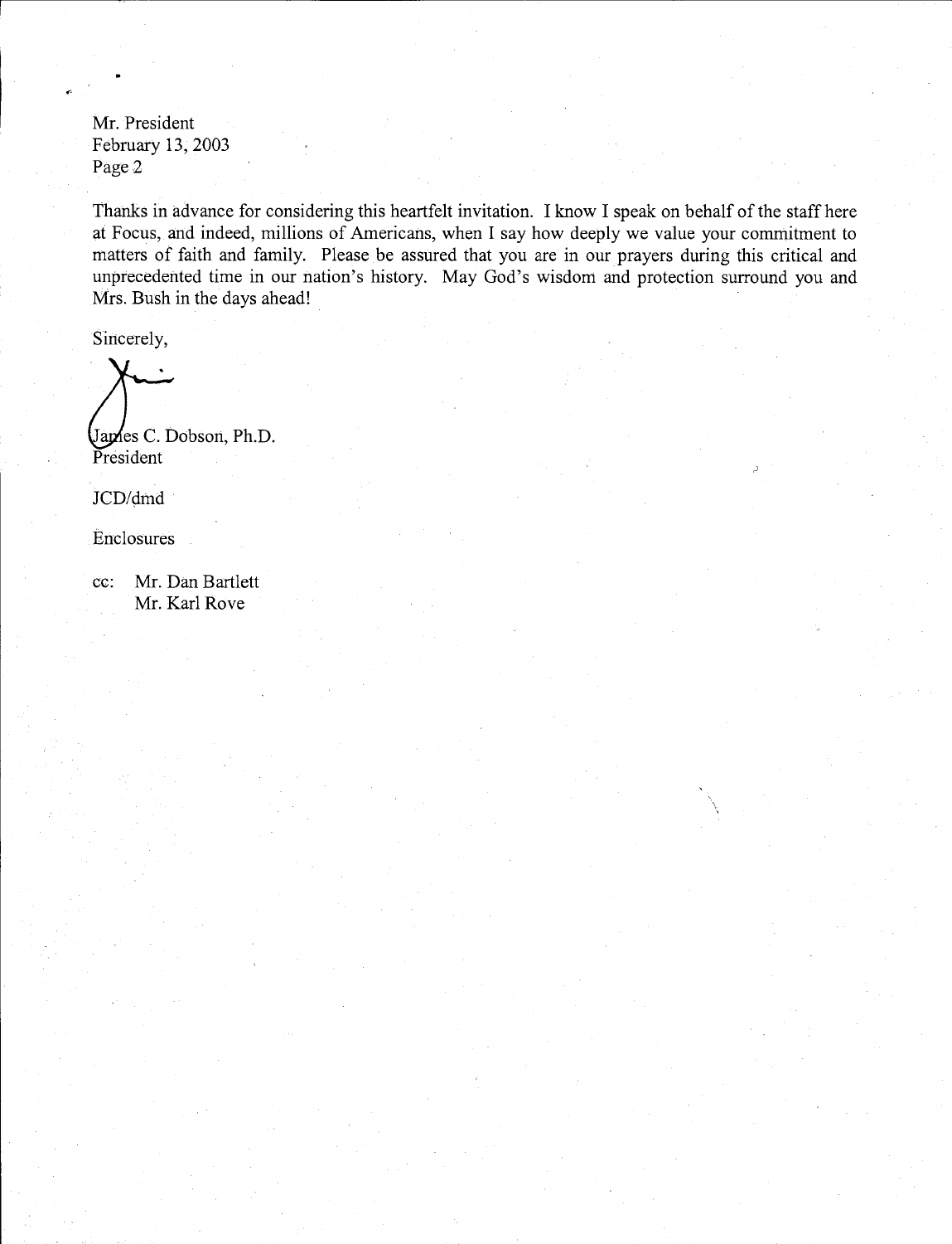Mr. President
February 13, 2003
Page 2

Thanks in advance for considering this heartfelt invitation. I know I speak on behalf of the staff here at Focus, and indeed, millions of Americans, when I say how deeply we value your commitment to matters of faith and family. Please be assured that you are in our prayers during this critical and unprecedented time in our nation's history. May God's wisdom and protection surround you and Mrs. Bush in the days ahead!

Sincerely,

James C. Dobson, Ph.D.
President

JCD/dmd

Enclosures

cc: Mr. Dan Bartlett
Mr. Karl Rove